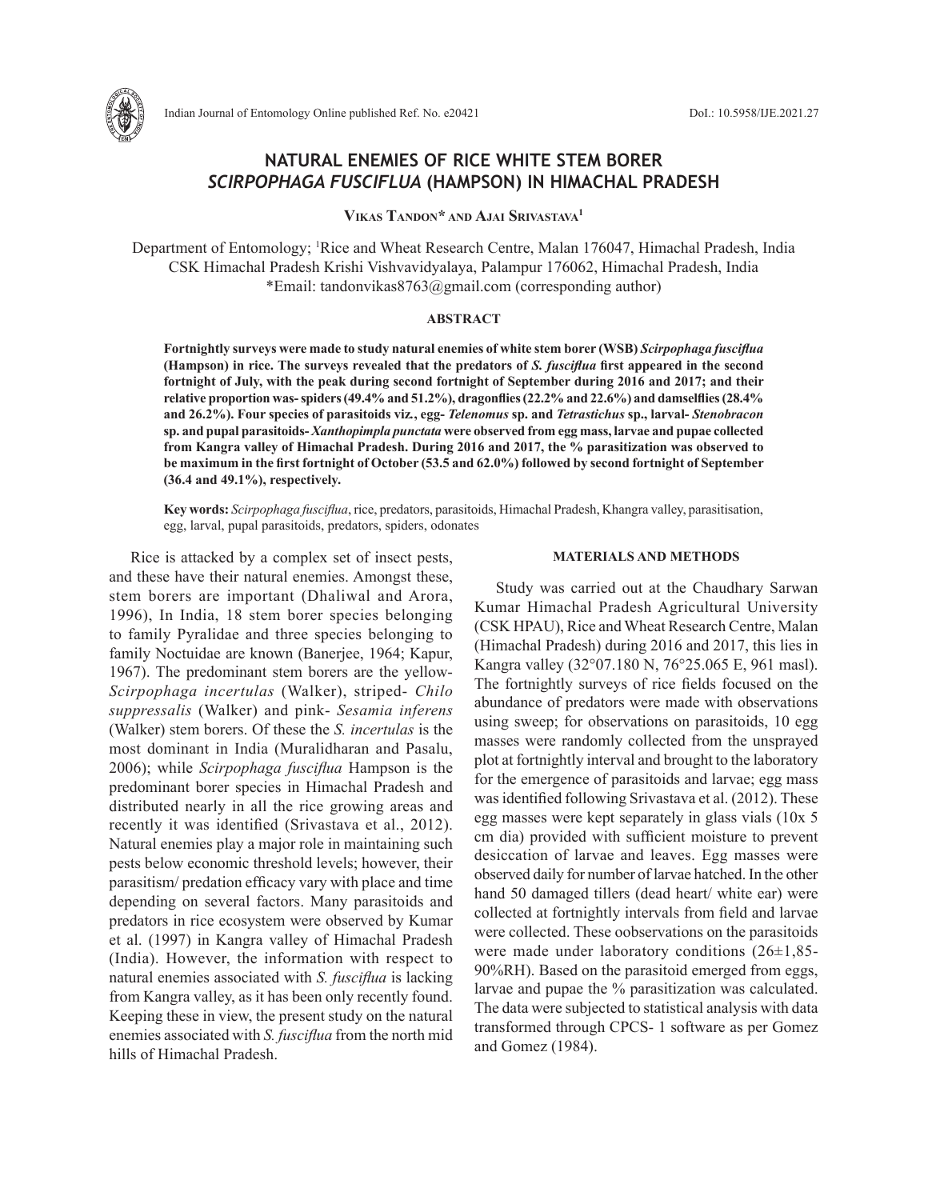# NATURAL ENEMIES OF RICE WHITE STEM BORER *SCIRPOPHAGA FUSCIFLUA* (HAMPSON) IN HIMACHAL PRADESH

**Vikas Tandon* and Ajai Srivastava[1]**

Department of Entomology; [1]Rice and Wheat Research Centre, Malan 176047, Himachal Pradesh, India
CSK Himachal Pradesh Krishi Vishvavidyalaya, Palampur 176062, Himachal Pradesh, India
*Email: tandonvikas8763@gmail.com (corresponding author)

## ABSTRACT

**Fortnightly surveys were made to study natural enemies of white stem borer (WSB) *Scirpophaga fusciflua* (Hampson) in rice. The surveys revealed that the predators of *S. fusciflua* first appeared in the second fortnight of July, with the peak during second fortnight of September during 2016 and 2017; and their relative proportion was- spiders (49.4% and 51.2%), dragonflies (22.2% and 22.6%) and damselflies (28.4% and 26.2%). Four species of parasitoids viz., egg- *Telenomus* sp. and *Tetrastichus* sp., larval- *Stenobracon* sp. and pupal parasitoids- *Xanthopimpla punctata* were observed from egg mass, larvae and pupae collected from Kangra valley of Himachal Pradesh. During 2016 and 2017, the % parasitization was observed to be maximum in the first fortnight of October (53.5 and 62.0%) followed by second fortnight of September (36.4 and 49.1%), respectively.**

**Key words:** *Scirpophaga fusciflua*, rice, predators, parasitoids, Himachal Pradesh, Khangra valley, parasitisation, egg, larval, pupal parasitoids, predators, spiders, odonates

Rice is attacked by a complex set of insect pests, and these have their natural enemies. Amongst these, stem borers are important (Dhaliwal and Arora, 1996), In India, 18 stem borer species belonging to family Pyralidae and three species belonging to family Noctuidae are known (Banerjee, 1964; Kapur, 1967). The predominant stem borers are the yellow- *Scirpophaga incertulas* (Walker), striped- *Chilo suppressalis* (Walker) and pink- *Sesamia inferens* (Walker) stem borers. Of these the *S. incertulas* is the most dominant in India (Muralidharan and Pasalu, 2006); while *Scirpophaga fusciflua* Hampson is the predominant borer species in Himachal Pradesh and distributed nearly in all the rice growing areas and recently it was identified (Srivastava et al., 2012). Natural enemies play a major role in maintaining such pests below economic threshold levels; however, their parasitism/ predation efficacy vary with place and time depending on several factors. Many parasitoids and predators in rice ecosystem were observed by Kumar et al. (1997) in Kangra valley of Himachal Pradesh (India). However, the information with respect to natural enemies associated with *S. fusciflua* is lacking from Kangra valley, as it has been only recently found. Keeping these in view, the present study on the natural enemies associated with *S. fusciflua* from the north mid hills of Himachal Pradesh.

## MATERIALS AND METHODS

Study was carried out at the Chaudhary Sarwan Kumar Himachal Pradesh Agricultural University (CSK HPAU), Rice and Wheat Research Centre, Malan (Himachal Pradesh) during 2016 and 2017, this lies in Kangra valley (32°07.180 N, 76°25.065 E, 961 masl). The fortnightly surveys of rice fields focused on the abundance of predators were made with observations using sweep; for observations on parasitoids, 10 egg masses were randomly collected from the unsprayed plot at fortnightly interval and brought to the laboratory for the emergence of parasitoids and larvae; egg mass was identified following Srivastava et al. (2012). These egg masses were kept separately in glass vials (10x 5 cm dia) provided with sufficient moisture to prevent desiccation of larvae and leaves. Egg masses were observed daily for number of larvae hatched. In the other hand 50 damaged tillers (dead heart/ white ear) were collected at fortnightly intervals from field and larvae were collected. These oobservations on the parasitoids were made under laboratory conditions (26±1,85-90%RH). Based on the parasitoid emerged from eggs, larvae and pupae the % parasitization was calculated. The data were subjected to statistical analysis with data transformed through CPCS- 1 software as per Gomez and Gomez (1984).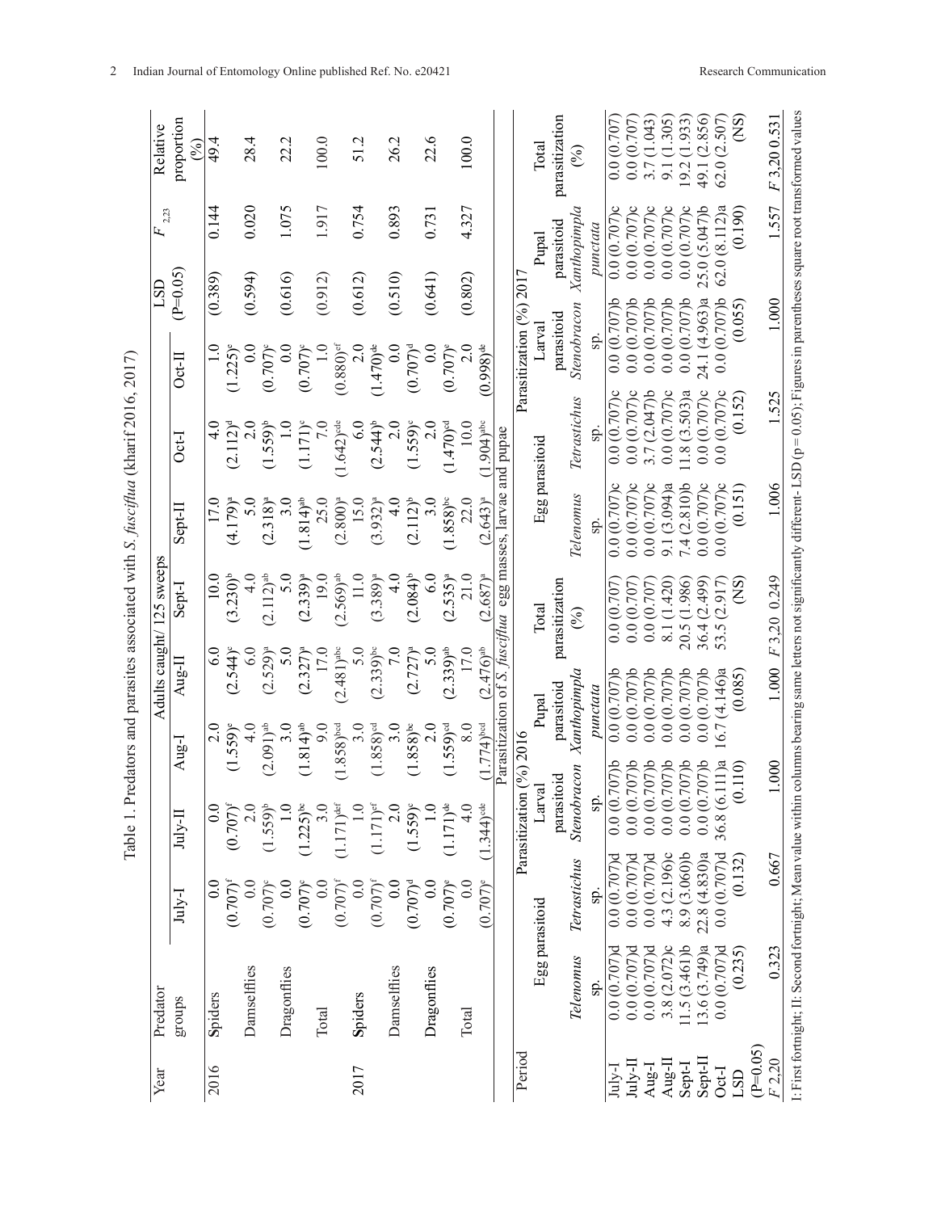Table 1. Predators and parasites associated with *S. fusciflua* (kharif 2016, 2017)

| Year | Predator groups | Adults caught/ 125 sweeps | | | | | | | | LSD (P=0.05) | $F_{2,23}$ | Relative proportion (%) |
|---|---|---|---|---|---|---|---|---|---|---|---|---|
| | | July-I | July-II | Aug-I | Aug-II | Sept-I | Sept-II | Oct-I | Oct-II | | | |
| 2016 | Spiders | 0.0 (0.707)[f] | 0.0 (0.707)[f] | 2.0 (1.559)[c] | 6.0 (2.544)[c] | 10.0 (3.230)[b] | 17.0 (4.179)[a] | 4.0 (2.112)[d] | 1.0 (1.225)[e] | (0.389) | 0.144 | 49.4 |
| | Damselflies | 0.0 (0.707)[c] | 2.0 (1.559)[b] | 4.0 (2.091)[ab] | 6.0 (2.529)[a] | 4.0 (2.112)[ab] | 5.0 (2.318)[a] | 2.0 (1.559)[b] | 0.0 (0.707)[c] | (0.594) | 0.020 | 28.4 |
| | Dragonflies | 0.0 (0.707)[c] | 1.0 (1.225)[bc] | 3.0 (1.814)[ab] | 5.0 (2.327)[a] | 5.0 (2.339)[a] | 3.0 (1.814)[ab] | 1.0 (1.171)[c] | 0.0 (0.707)[c] | (0.616) | 1.075 | 22.2 |
| | Total | 0.0 (0.707)[f] | 3.0 (1.171)[def] | 9.0 (1.858)[bcd] | 17.0 (2.481)[abc] | 19.0 (2.569)[ab] | 25.0 (2.800)[a] | 7.0 (1.642)[cde] | 1.0 (0.880)[ef] | (0.912) | 1.917 | 100.0 |
| 2017 | Spiders | 0.0 (0.707)[f] | 1.0 (1.171)[ef] | 3.0 (1.858)[cd] | 5.0 (2.339)[bc] | 11.0 (3.389)[a] | 15.0 (3.932)[a] | 6.0 (2.544)[b] | 2.0 (1.470)[de] | (0.612) | 0.754 | 51.2 |
| | Damselflies | 0.0 (0.707)[d] | 2.0 (1.559)[c] | 3.0 (1.858)[bc] | 7.0 (2.727)[a] | 4.0 (2.084)[b] | 4.0 (2.112)[b] | 2.0 (1.559)[c] | 0.0 (0.707)[d] | (0.510) | 0.893 | 26.2 |
| | Dragonflies | 0.0 (0.707)[e] | 1.0 (1.171)[de] | 2.0 (1.559)[cd] | 5.0 (2.339)[ab] | 6.0 (2.535)[a] | 3.0 (1.858)[bc] | 2.0 (1.470)[cd] | 0.0 (0.707)[e] | (0.641) | 0.731 | 22.6 |
| | Total | 0.0 (0.707)[e] | 4.0 (1.344)[cde] | 8.0 (1.774)[bcd] | 17.0 (2.476)[ab] | 21.0 (2.687)[a] | 22.0 (2.643)[a] | 10.0 (1.904)[abc] | 2.0 (0.998)[de] | (0.802) | 4.327 | 100.0 |

Parasitization of *S. fusciflua* egg masses, larvae and pupae

| Period | Parasitization (%) 2016 | | | | | Parasitization (%) 2017 | | | | |
|---|---|---|---|---|---|---|---|---|---|---|
| | Egg parasitoid | | Larval parasitoid | Pupal parasitoid | Total parasitization (%) | Egg parasitoid | | Larval parasitoid | Pupal parasitoid | Total parasitization (%) |
| | *Telenomus* sp. | *Tetrastichus* sp. | *Stenobracon* sp. | *Xanthopimpla punctata* | | *Telenomus* sp. | *Tetrastichus* sp. | *Stenobracon* sp. | *Xanthopimpla punctata* | |
| July-I | 0.0 (0.707)d | 0.0 (0.707)d | 0.0 (0.707)b | 0.0 (0.707)b | 0.0 (0.707) | 0.0 (0.707)c | 0.0 (0.707)c | 0.0 (0.707)b | 0.0 (0.707)c | 0.0 (0.707) |
| July-II | 0.0 (0.707)d | 0.0 (0.707)d | 0.0 (0.707)b | 0.0 (0.707)b | 0.0 (0.707) | 0.0 (0.707)c | 0.0 (0.707)c | 0.0 (0.707)b | 0.0 (0.707)c | 0.0 (0.707) |
| Aug-I | 0.0 (0.707)d | 0.0 (0.707)d | 0.0 (0.707)b | 0.0 (0.707)b | 0.0 (0.707) | 0.0 (0.707)c | 3.7 (2.047)b | 0.0 (0.707)b | 0.0 (0.707)c | 3.7 (1.043) |
| Aug-II | 3.8 (2.072)c | 4.3 (2.196)c | 0.0 (0.707)b | 0.0 (0.707)b | 8.1 (1.420) | 9.1 (3.094)a | 0.0 (0.707)c | 0.0 (0.707)b | 0.0 (0.707)c | 9.1 (1.305) |
| Sept-I | 11.5 (3.461)b | 8.9 (3.060)b | 0.0 (0.707)b | 0.0 (0.707)b | 20.5 (1.986) | 7.4 (2.810)b | 11.8 (3.503)a | 0.0 (0.707)b | 0.0 (0.707)c | 19.2 (1.933) |
| Sept-II | 13.6 (3.749)a | 22.8 (4.830)a | 0.0 (0.707)b | 0.0 (0.707)b | 36.4 (2.499) | 0.0 (0.707)c | 0.0 (0.707)c | 24.1 (4.963)a | 25.0 (5.047)b | 49.1 (2.856) |
| Oct-I | 0.0 (0.707)d | 0.0 (0.707)d | 36.8 (6.111)a | 16.7 (4.146)a | 53.5 (2.917) | 0.0 (0.707)c | 0.0 (0.707)c | 0.0 (0.707)b | 62.0 (8.112)a | 62.0 (2.507) |
| LSD (P=0.05) | (0.235) | (0.132) | (0.110) | (0.085) | (NS) | (0.151) | (0.152) | (0.055) | (0.190) | (NS) |
| $F_{2,20}$ | 0.323 | 0.667 | 1.000 | 1.000 | $F_{3,20}$ 0.249 | 1.006 | 1.525 | 1.000 | 1.557 | $F_{3,20}$ 0.531 |

I: First fortnight; II: Second fortnight; Mean value within columns bearing same letters not significantly different- LSD (p = 0.05); Figures in parentheses square root transformed values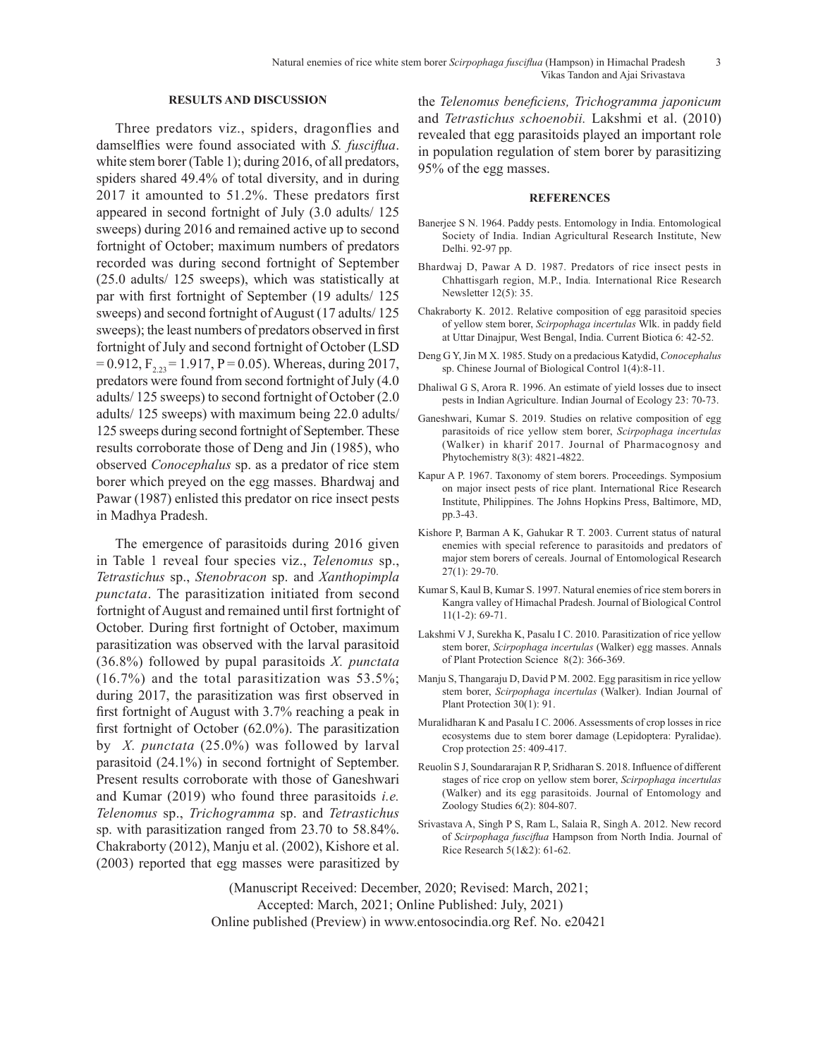## RESULTS AND DISCUSSION

Three predators viz., spiders, dragonflies and damselflies were found associated with *S. fusciflua*. white stem borer (Table 1); during 2016, of all predators, spiders shared 49.4% of total diversity, and in during 2017 it amounted to 51.2%. These predators first appeared in second fortnight of July (3.0 adults/ 125 sweeps) during 2016 and remained active up to second fortnight of October; maximum numbers of predators recorded was during second fortnight of September (25.0 adults/ 125 sweeps), which was statistically at par with first fortnight of September (19 adults/ 125 sweeps) and second fortnight of August (17 adults/ 125 sweeps); the least numbers of predators observed in first fortnight of July and second fortnight of October (LSD = 0.912, $F_{2,23}$ = 1.917, P = 0.05). Whereas, during 2017, predators were found from second fortnight of July (4.0 adults/ 125 sweeps) to second fortnight of October (2.0 adults/ 125 sweeps) with maximum being 22.0 adults/ 125 sweeps during second fortnight of September. These results corroborate those of Deng and Jin (1985), who observed *Conocephalus* sp. as a predator of rice stem borer which preyed on the egg masses. Bhardwaj and Pawar (1987) enlisted this predator on rice insect pests in Madhya Pradesh.

The emergence of parasitoids during 2016 given in Table 1 reveal four species viz., *Telenomus* sp., *Tetrastichus* sp., *Stenobracon* sp. and *Xanthopimpla punctata*. The parasitization initiated from second fortnight of August and remained until first fortnight of October. During first fortnight of October, maximum parasitization was observed with the larval parasitoid (36.8%) followed by pupal parasitoids *X. punctata* (16.7%) and the total parasitization was 53.5%; during 2017, the parasitization was first observed in first fortnight of August with 3.7% reaching a peak in first fortnight of October (62.0%). The parasitization by *X. punctata* (25.0%) was followed by larval parasitoid (24.1%) in second fortnight of September. Present results corroborate with those of Ganeshwari and Kumar (2019) who found three parasitoids *i.e. Telenomus* sp., *Trichogramma* sp. and *Tetrastichus* sp. with parasitization ranged from 23.70 to 58.84%. Chakraborty (2012), Manju et al. (2002), Kishore et al. (2003) reported that egg masses were parasitized by the *Telenomus beneficiens, Trichogramma japonicum* and *Tetrastichus schoenobii.* Lakshmi et al. (2010) revealed that egg parasitoids played an important role in population regulation of stem borer by parasitizing 95% of the egg masses.

## REFERENCES

Banerjee S N. 1964. Paddy pests. Entomology in India. Entomological Society of India. Indian Agricultural Research Institute, New Delhi. 92-97 pp.

Bhardwaj D, Pawar A D. 1987. Predators of rice insect pests in Chhattisgarh region, M.P., India. International Rice Research Newsletter 12(5): 35.

Chakraborty K. 2012. Relative composition of egg parasitoid species of yellow stem borer, *Scirpophaga incertulas* Wlk. in paddy field at Uttar Dinajpur, West Bengal, India. Current Biotica 6: 42-52.

Deng G Y, Jin M X. 1985. Study on a predacious Katydid, *Conocephalus* sp. Chinese Journal of Biological Control 1(4):8-11.

Dhaliwal G S, Arora R. 1996. An estimate of yield losses due to insect pests in Indian Agriculture. Indian Journal of Ecology 23: 70-73.

Ganeshwari, Kumar S. 2019. Studies on relative composition of egg parasitoids of rice yellow stem borer, *Scirpophaga incertulas* (Walker) in kharif 2017. Journal of Pharmacognosy and Phytochemistry 8(3): 4821-4822.

Kapur A P. 1967. Taxonomy of stem borers. Proceedings. Symposium on major insect pests of rice plant. International Rice Research Institute, Philippines. The Johns Hopkins Press, Baltimore, MD, pp.3-43.

Kishore P, Barman A K, Gahukar R T. 2003. Current status of natural enemies with special reference to parasitoids and predators of major stem borers of cereals. Journal of Entomological Research 27(1): 29-70.

Kumar S, Kaul B, Kumar S. 1997. Natural enemies of rice stem borers in Kangra valley of Himachal Pradesh. Journal of Biological Control 11(1-2): 69-71.

Lakshmi V J, Surekha K, Pasalu I C. 2010. Parasitization of rice yellow stem borer, *Scirpophaga incertulas* (Walker) egg masses. Annals of Plant Protection Science 8(2): 366-369.

Manju S, Thangaraju D, David P M. 2002. Egg parasitism in rice yellow stem borer, *Scirpophaga incertulas* (Walker). Indian Journal of Plant Protection 30(1): 91.

Muralidharan K and Pasalu I C. 2006. Assessments of crop losses in rice ecosystems due to stem borer damage (Lepidoptera: Pyralidae). Crop protection 25: 409-417.

Reuolin S J, Soundararajan R P, Sridharan S. 2018. Influence of different stages of rice crop on yellow stem borer, *Scirpophaga incertulas* (Walker) and its egg parasitoids. Journal of Entomology and Zoology Studies 6(2): 804-807.

Srivastava A, Singh P S, Ram L, Salaia R, Singh A. 2012. New record of *Scirpophaga fusciflua* Hampson from North India. Journal of Rice Research 5(1&2): 61-62.

(Manuscript Received: December, 2020; Revised: March, 2021; Accepted: March, 2021; Online Published: July, 2021)
Online published (Preview) in www.entosocindia.org Ref. No. e20421